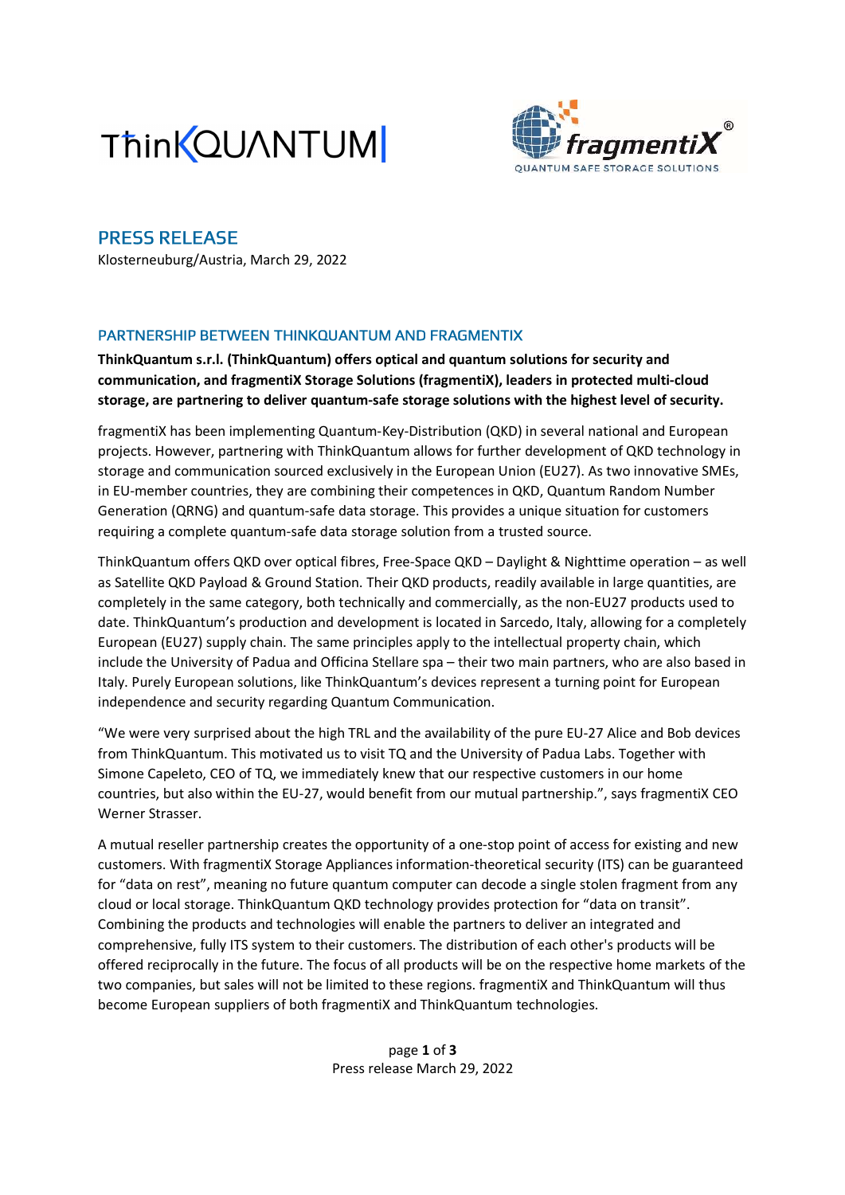ThinkQUANTUM

fragmentiX®
QUANTUM SAFE STORAGE SOLUTIONS

# PRESS RELEASE

Klosterneuburg/Austria, March 29, 2022

## PARTNERSHIP BETWEEN THINKQUANTUM AND FRAGMENTIX

**ThinkQuantum s.r.l. (ThinkQuantum) offers optical and quantum solutions for security and communication, and fragmentiX Storage Solutions (fragmentiX), leaders in protected multi-cloud storage, are partnering to deliver quantum-safe storage solutions with the highest level of security.**

fragmentiX has been implementing Quantum-Key-Distribution (QKD) in several national and European projects. However, partnering with ThinkQuantum allows for further development of QKD technology in storage and communication sourced exclusively in the European Union (EU27). As two innovative SMEs, in EU-member countries, they are combining their competences in QKD, Quantum Random Number Generation (QRNG) and quantum-safe data storage. This provides a unique situation for customers requiring a complete quantum-safe data storage solution from a trusted source.

ThinkQuantum offers QKD over optical fibres, Free-Space QKD – Daylight & Nighttime operation – as well as Satellite QKD Payload & Ground Station. Their QKD products, readily available in large quantities, are completely in the same category, both technically and commercially, as the non-EU27 products used to date. ThinkQuantum's production and development is located in Sarcedo, Italy, allowing for a completely European (EU27) supply chain. The same principles apply to the intellectual property chain, which include the University of Padua and Officina Stellare spa – their two main partners, who are also based in Italy. Purely European solutions, like ThinkQuantum's devices represent a turning point for European independence and security regarding Quantum Communication.

"We were very surprised about the high TRL and the availability of the pure EU-27 Alice and Bob devices from ThinkQuantum. This motivated us to visit TQ and the University of Padua Labs. Together with Simone Capeleto, CEO of TQ, we immediately knew that our respective customers in our home countries, but also within the EU-27, would benefit from our mutual partnership.", says fragmentiX CEO Werner Strasser.

A mutual reseller partnership creates the opportunity of a one-stop point of access for existing and new customers. With fragmentiX Storage Appliances information-theoretical security (ITS) can be guaranteed for "data on rest", meaning no future quantum computer can decode a single stolen fragment from any cloud or local storage. ThinkQuantum QKD technology provides protection for "data on transit". Combining the products and technologies will enable the partners to deliver an integrated and comprehensive, fully ITS system to their customers. The distribution of each other's products will be offered reciprocally in the future. The focus of all products will be on the respective home markets of the two companies, but sales will not be limited to these regions. fragmentiX and ThinkQuantum will thus become European suppliers of both fragmentiX and ThinkQuantum technologies.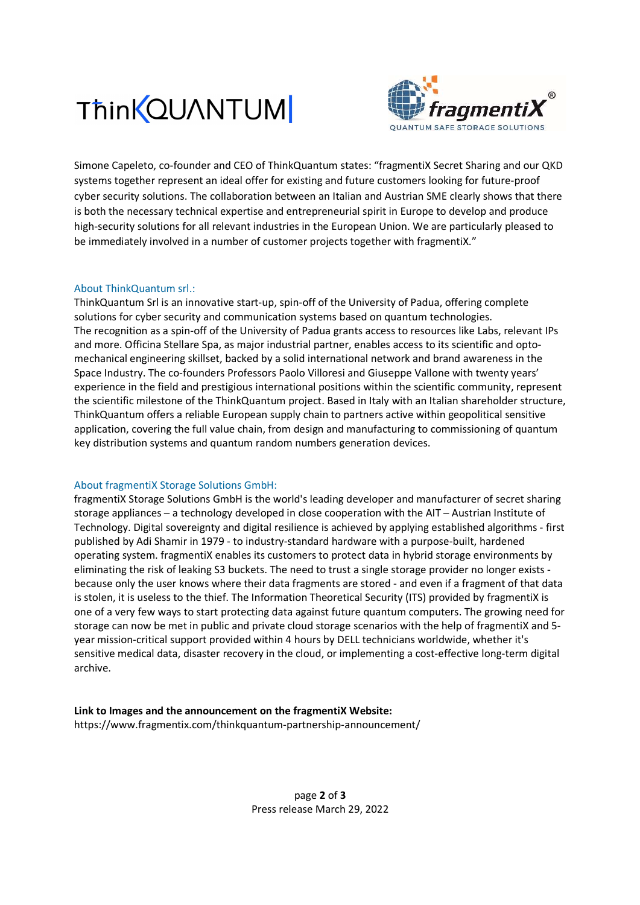Simone Capeleto, co-founder and CEO of ThinkQuantum states: "fragmentiX Secret Sharing and our QKD systems together represent an ideal offer for existing and future customers looking for future-proof cyber security solutions. The collaboration between an Italian and Austrian SME clearly shows that there is both the necessary technical expertise and entrepreneurial spirit in Europe to develop and produce high-security solutions for all relevant industries in the European Union. We are particularly pleased to be immediately involved in a number of customer projects together with fragmentiX."

### About ThinkQuantum srl.:

ThinkQuantum Srl is an innovative start-up, spin-off of the University of Padua, offering complete solutions for cyber security and communication systems based on quantum technologies.
The recognition as a spin-off of the University of Padua grants access to resources like Labs, relevant IPs and more. Officina Stellare Spa, as major industrial partner, enables access to its scientific and opto-mechanical engineering skillset, backed by a solid international network and brand awareness in the Space Industry. The co-founders Professors Paolo Villoresi and Giuseppe Vallone with twenty years' experience in the field and prestigious international positions within the scientific community, represent the scientific milestone of the ThinkQuantum project. Based in Italy with an Italian shareholder structure, ThinkQuantum offers a reliable European supply chain to partners active within geopolitical sensitive application, covering the full value chain, from design and manufacturing to commissioning of quantum key distribution systems and quantum random numbers generation devices.

### About fragmentiX Storage Solutions GmbH:

fragmentiX Storage Solutions GmbH is the world's leading developer and manufacturer of secret sharing storage appliances – a technology developed in close cooperation with the AIT – Austrian Institute of Technology. Digital sovereignty and digital resilience is achieved by applying established algorithms - first published by Adi Shamir in 1979 - to industry-standard hardware with a purpose-built, hardened operating system. fragmentiX enables its customers to protect data in hybrid storage environments by eliminating the risk of leaking S3 buckets. The need to trust a single storage provider no longer exists - because only the user knows where their data fragments are stored - and even if a fragment of that data is stolen, it is useless to the thief. The Information Theoretical Security (ITS) provided by fragmentiX is one of a very few ways to start protecting data against future quantum computers. The growing need for storage can now be met in public and private cloud storage scenarios with the help of fragmentiX and 5-year mission-critical support provided within 4 hours by DELL technicians worldwide, whether it's sensitive medical data, disaster recovery in the cloud, or implementing a cost-effective long-term digital archive.

**Link to Images and the announcement on the fragmentiX Website:**
https://www.fragmentix.com/thinkquantum-partnership-announcement/

Press release March 29, 2022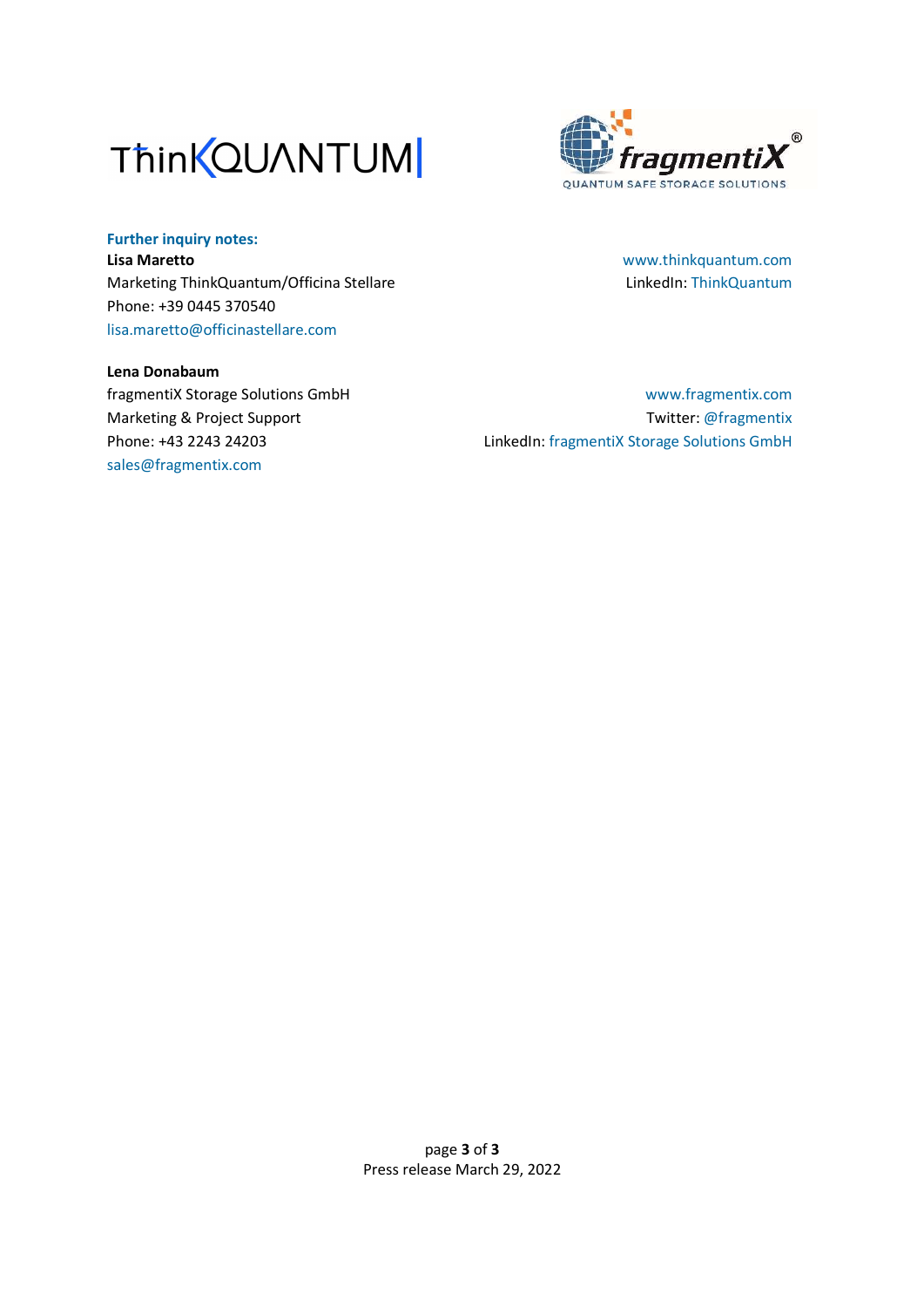**Further inquiry notes:**

**Lisa Maretto**
Marketing ThinkQuantum/Officina Stellare
Phone: +39 0445 370540
lisa.maretto@officinastellare.com

www.thinkquantum.com
LinkedIn: ThinkQuantum

**Lena Donabaum**
fragmentiX Storage Solutions GmbH
Marketing & Project Support
Phone: +43 2243 24203
sales@fragmentix.com

www.fragmentix.com
Twitter: @fragmentix
LinkedIn: fragmentiX Storage Solutions GmbH

Press release March 29, 2022